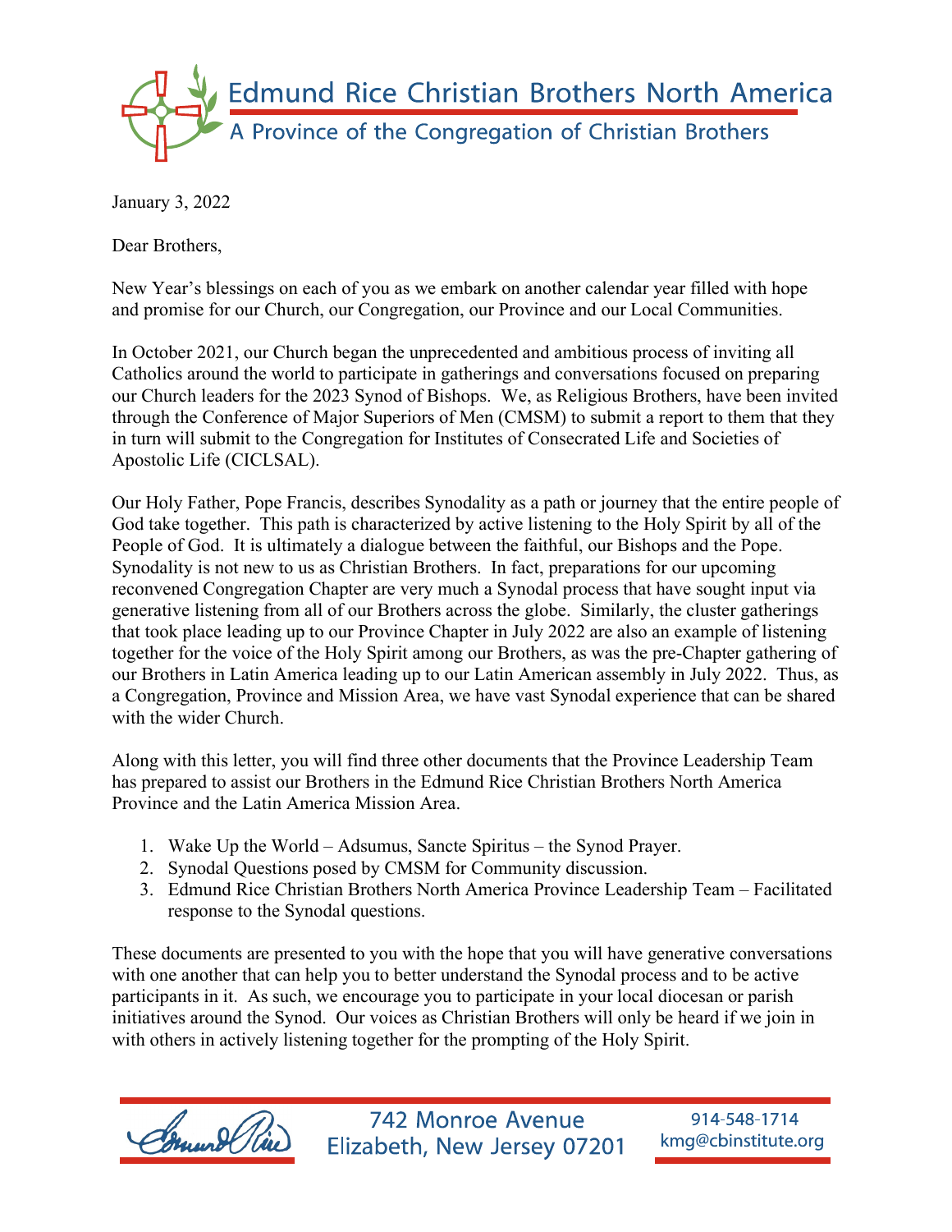# Edmund Rice Christian Brothers North America

A Province of the Congregation of Christian Brothers

January 3, 2022

Dear Brothers,

New Year's blessings on each of you as we embark on another calendar year filled with hope and promise for our Church, our Congregation, our Province and our Local Communities.

In October 2021, our Church began the unprecedented and ambitious process of inviting all Catholics around the world to participate in gatherings and conversations focused on preparing our Church leaders for the 2023 Synod of Bishops. We, as Religious Brothers, have been invited through the Conference of Major Superiors of Men (CMSM) to submit a report to them that they in turn will submit to the Congregation for Institutes of Consecrated Life and Societies of Apostolic Life (CICLSAL).

Our Holy Father, Pope Francis, describes Synodality as a path or journey that the entire people of God take together. This path is characterized by active listening to the Holy Spirit by all of the People of God. It is ultimately a dialogue between the faithful, our Bishops and the Pope. Synodality is not new to us as Christian Brothers. In fact, preparations for our upcoming reconvened Congregation Chapter are very much a Synodal process that have sought input via generative listening from all of our Brothers across the globe. Similarly, the cluster gatherings that took place leading up to our Province Chapter in July 2022 are also an example of listening together for the voice of the Holy Spirit among our Brothers, as was the pre-Chapter gathering of our Brothers in Latin America leading up to our Latin American assembly in July 2022. Thus, as a Congregation, Province and Mission Area, we have vast Synodal experience that can be shared with the wider Church.

Along with this letter, you will find three other documents that the Province Leadership Team has prepared to assist our Brothers in the Edmund Rice Christian Brothers North America Province and the Latin America Mission Area.

1. Wake Up the World – Adsumus, Sancte Spiritus – the Synod Prayer.
2. Synodal Questions posed by CMSM for Community discussion.
3. Edmund Rice Christian Brothers North America Province Leadership Team – Facilitated response to the Synodal questions.

These documents are presented to you with the hope that you will have generative conversations with one another that can help you to better understand the Synodal process and to be active participants in it. As such, we encourage you to participate in your local diocesan or parish initiatives around the Synod. Our voices as Christian Brothers will only be heard if we join in with others in actively listening together for the prompting of the Holy Spirit.

742 Monroe Avenue
Elizabeth, New Jersey 07201

914-548-1714
kmg@cbinstitute.org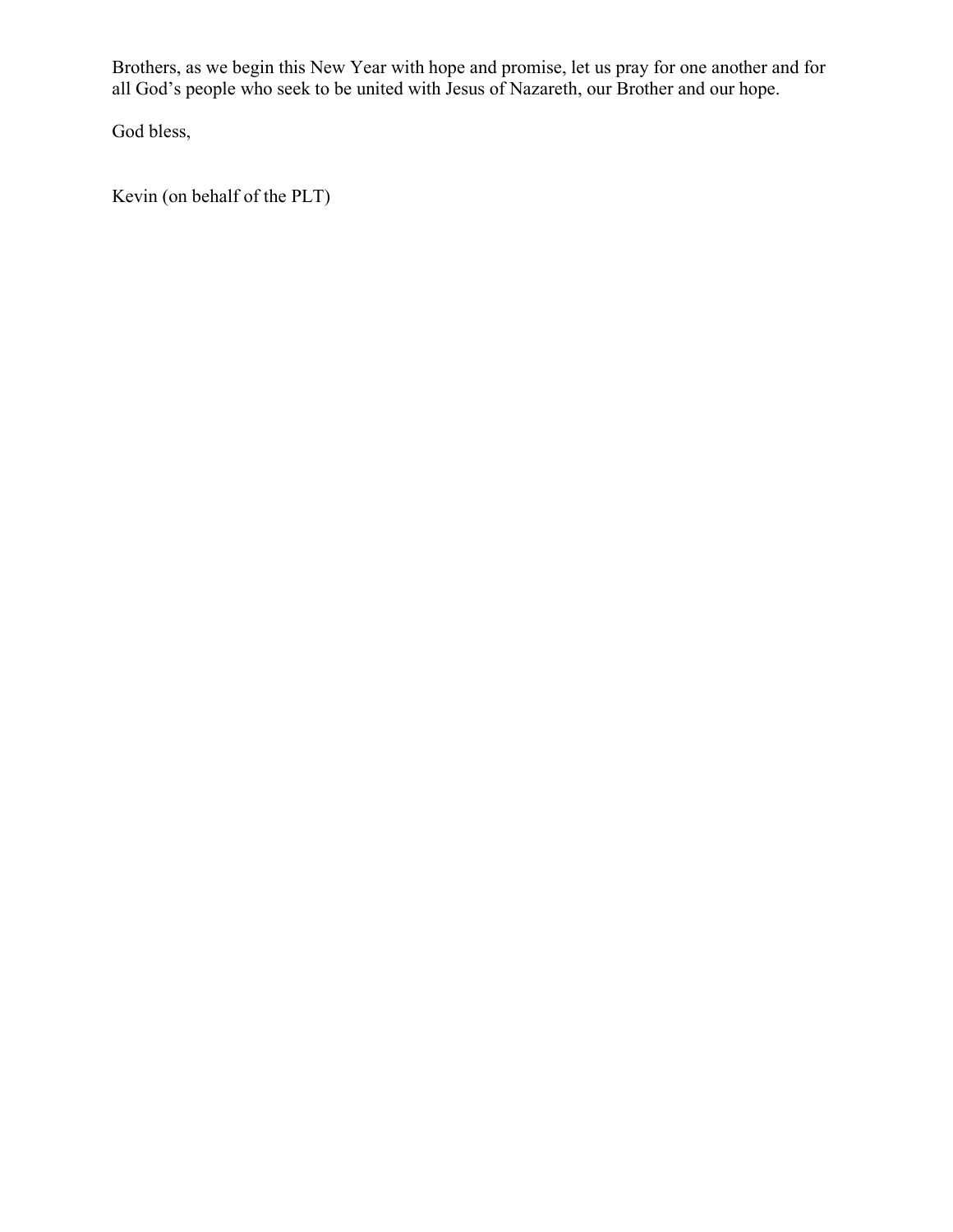Brothers, as we begin this New Year with hope and promise, let us pray for one another and for all God's people who seek to be united with Jesus of Nazareth, our Brother and our hope.

God bless,

Kevin (on behalf of the PLT)